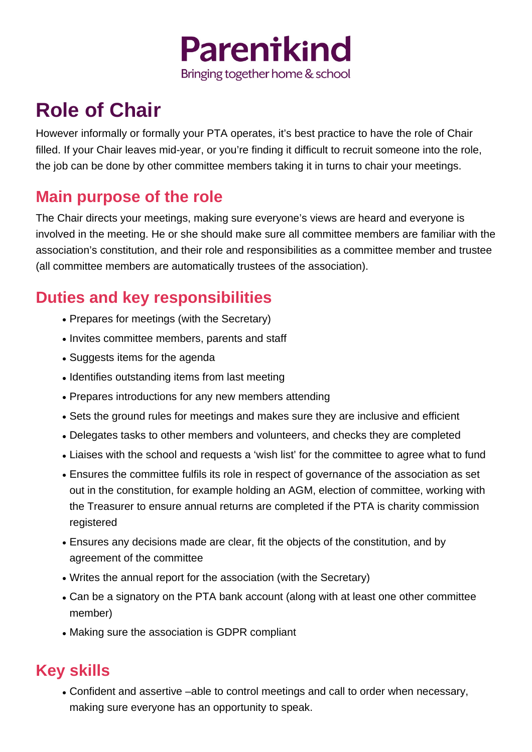Parentkind

Bringing together home & school

# Role of Chair

However informally or formally your PTA operates, it's best practice to have the role of Chair filled. If your Chair leaves mid-year, or you're finding it difficult to recruit someone into the role, the job can be done by other committee members taking it in turns to chair your meetings.

## Main purpose of the role

The Chair directs your meetings, making sure everyone's views are heard and everyone is involved in the meeting. He or she should make sure all committee members are familiar with the association's constitution, and their role and responsibilities as a committee member and trustee (all committee members are automatically trustees of the association).

## Duties and key responsibilities

- Prepares for meetings (with the Secretary)
- Invites committee members, parents and staff
- Suggests items for the agenda
- Identifies outstanding items from last meeting
- Prepares introductions for any new members attending
- Sets the ground rules for meetings and makes sure they are inclusive and efficient
- Delegates tasks to other members and volunteers, and checks they are completed
- Liaises with the school and requests a 'wish list' for the committee to agree what to fund
- Ensures the committee fulfils its role in respect of governance of the association as set out in the constitution, for example holding an AGM, election of committee, working with the Treasurer to ensure annual returns are completed if the PTA is charity commission registered
- Ensures any decisions made are clear, fit the objects of the constitution, and by agreement of the committee
- Writes the annual report for the association (with the Secretary)
- Can be a signatory on the PTA bank account (along with at least one other committee member)
- Making sure the association is GDPR compliant

## Key skills

- Confident and assertive –able to control meetings and call to order when necessary, making sure everyone has an opportunity to speak.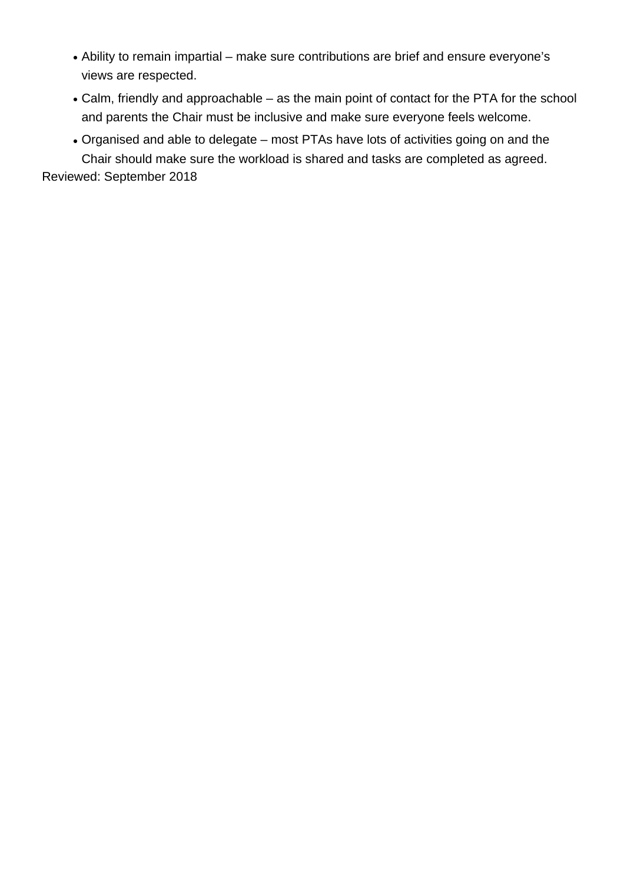- Ability to remain impartial – make sure contributions are brief and ensure everyone's views are respected.
- Calm, friendly and approachable – as the main point of contact for the PTA for the school and parents the Chair must be inclusive and make sure everyone feels welcome.
- Organised and able to delegate – most PTAs have lots of activities going on and the Chair should make sure the workload is shared and tasks are completed as agreed.

Reviewed: September 2018